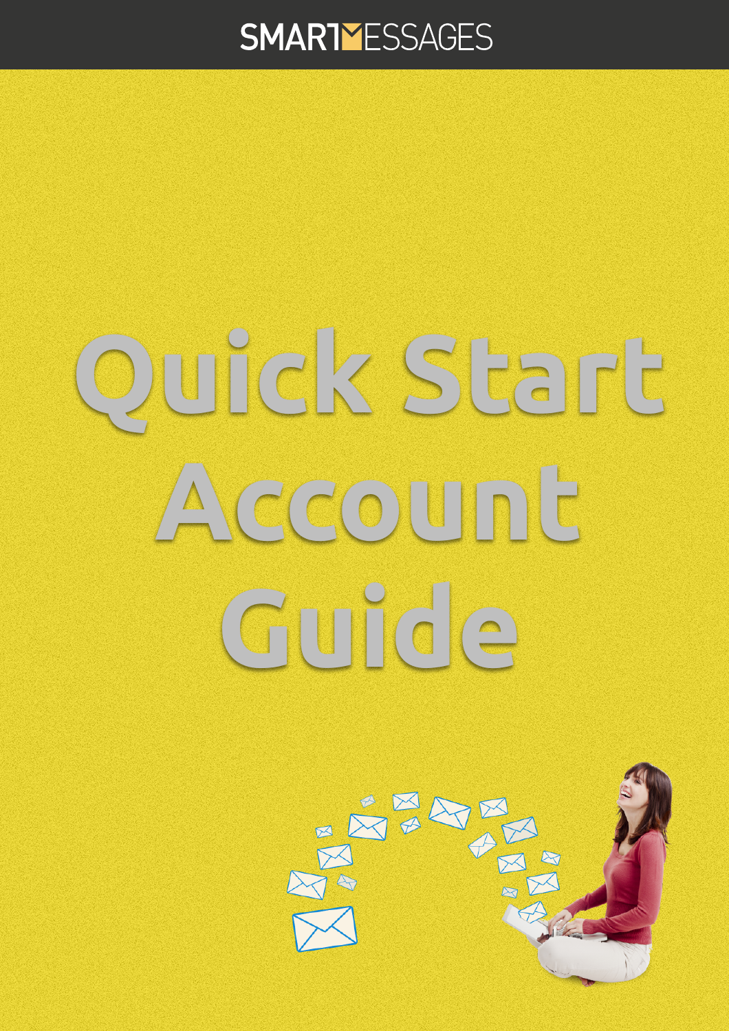SMARTMESSAGES

# Quick Start Account Guide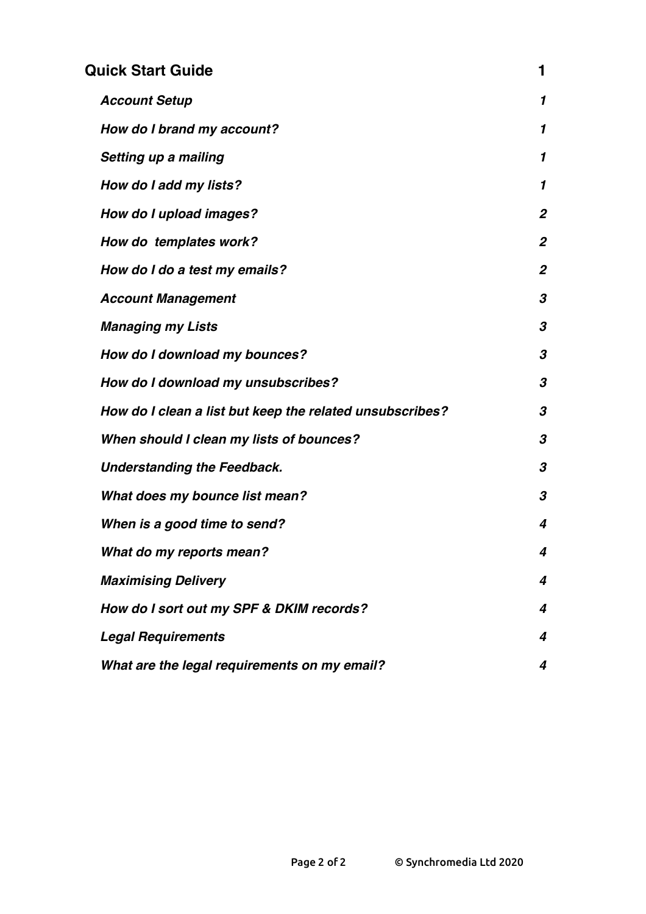| | |
|---|---|
| **Quick Start Guide** | **1** |
| ***Account Setup*** | ***1*** |
| ***How do I brand my account?*** | ***1*** |
| ***Setting up a mailing*** | ***1*** |
| ***How do I add my lists?*** | ***1*** |
| ***How do I upload images?*** | ***2*** |
| ***How do  templates work?*** | ***2*** |
| ***How do I do a test my emails?*** | ***2*** |
| ***Account Management*** | ***3*** |
| ***Managing my Lists*** | ***3*** |
| ***How do I download my bounces?*** | ***3*** |
| ***How do I download my unsubscribes?*** | ***3*** |
| ***How do I clean a list but keep the related unsubscribes?*** | ***3*** |
| ***When should I clean my lists of bounces?*** | ***3*** |
| ***Understanding the Feedback.*** | ***3*** |
| ***What does my bounce list mean?*** | ***3*** |
| ***When is a good time to send?*** | ***4*** |
| ***What do my reports mean?*** | ***4*** |
| ***Maximising Delivery*** | ***4*** |
| ***How do I sort out my SPF & DKIM records?*** | ***4*** |
| ***Legal Requirements*** | ***4*** |
| ***What are the legal requirements on my email?*** | ***4*** |

© Synchromedia Ltd 2020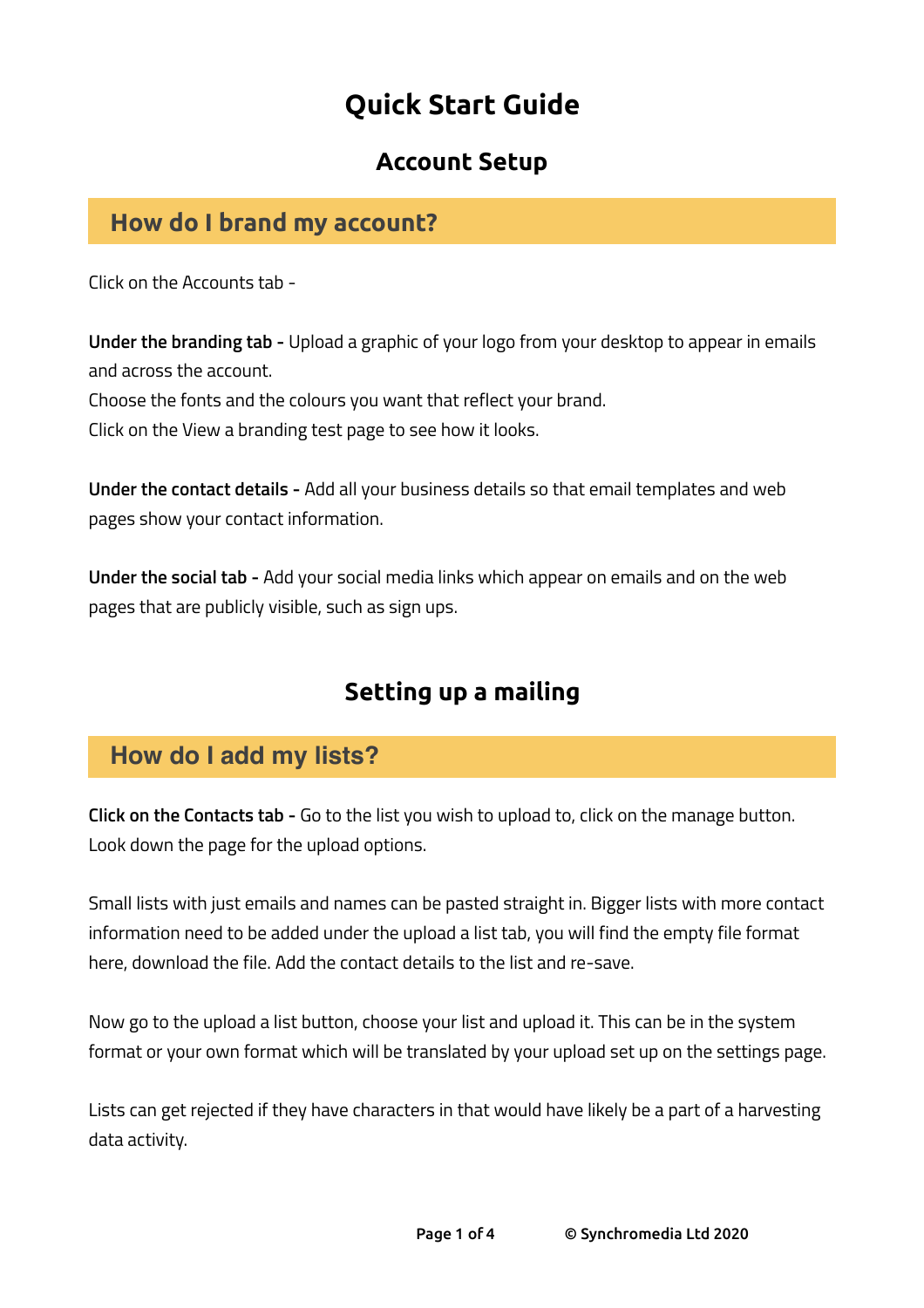# Quick Start Guide

## Account Setup

### How do I brand my account?

Click on the Accounts tab -

**Under the branding tab -** Upload a graphic of your logo from your desktop to appear in emails and across the account.
Choose the fonts and the colours you want that reflect your brand.
Click on the View a branding test page to see how it looks.

**Under the contact details -** Add all your business details so that email templates and web pages show your contact information.

**Under the social tab -** Add your social media links which appear on emails and on the web pages that are publicly visible, such as sign ups.

## Setting up a mailing

### How do I add my lists?

**Click on the Contacts tab -** Go to the list you wish to upload to, click on the manage button. Look down the page for the upload options.

Small lists with just emails and names can be pasted straight in. Bigger lists with more contact information need to be added under the upload a list tab, you will find the empty file format here, download the file. Add the contact details to the list and re-save.

Now go to the upload a list button, choose your list and upload it. This can be in the system format or your own format which will be translated by your upload set up on the settings page.

Lists can get rejected if they have characters in that would have likely be a part of a harvesting data activity.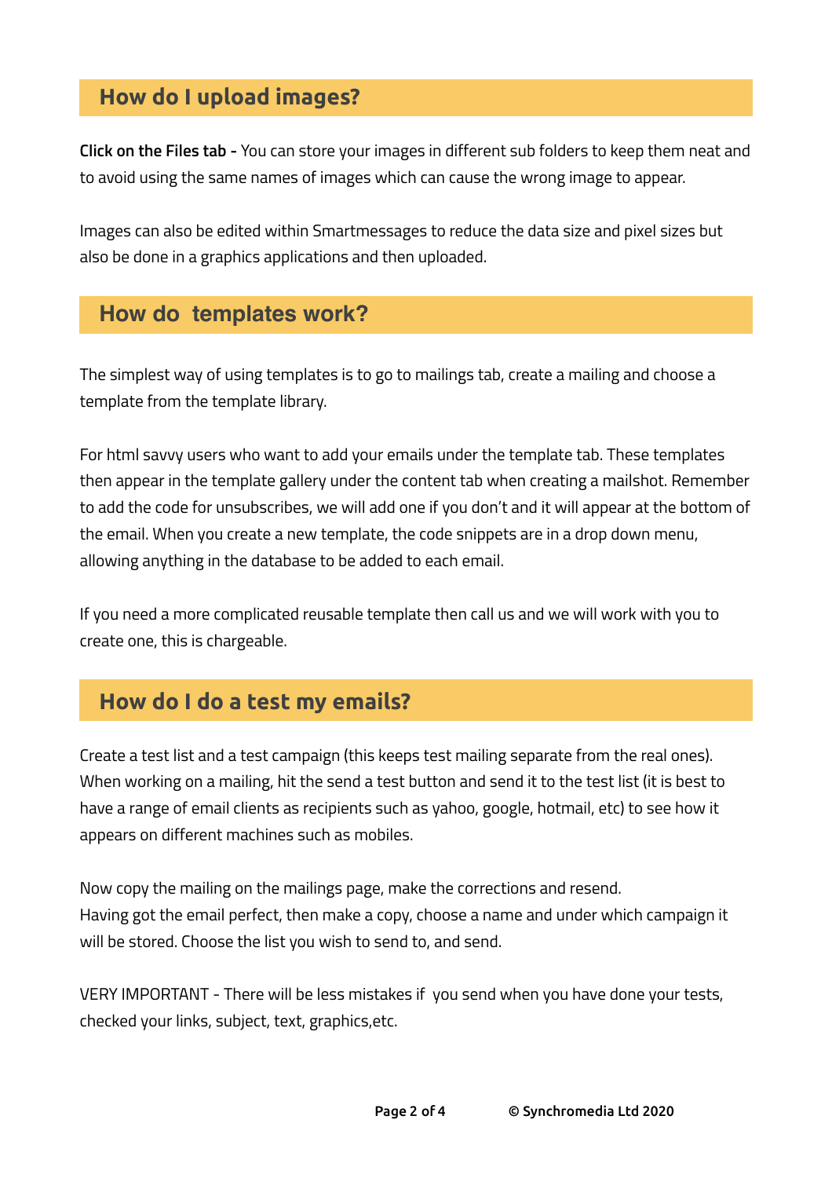## How do I upload images?

**Click on the Files tab -** You can store your images in different sub folders to keep them neat and to avoid using the same names of images which can cause the wrong image to appear.

Images can also be edited within Smartmessages to reduce the data size and pixel sizes but also be done in a graphics applications and then uploaded.

## How do  templates work?

The simplest way of using templates is to go to mailings tab, create a mailing and choose a template from the template library.

For html savvy users who want to add your emails under the template tab. These templates then appear in the template gallery under the content tab when creating a mailshot. Remember to add the code for unsubscribes, we will add one if you don't and it will appear at the bottom of the email. When you create a new template, the code snippets are in a drop down menu, allowing anything in the database to be added to each email.

If you need a more complicated reusable template then call us and we will work with you to create one, this is chargeable.

## How do I do a test my emails?

Create a test list and a test campaign (this keeps test mailing separate from the real ones). When working on a mailing, hit the send a test button and send it to the test list (it is best to have a range of email clients as recipients such as yahoo, google, hotmail, etc) to see how it appears on different machines such as mobiles.

Now copy the mailing on the mailings page, make the corrections and resend.
Having got the email perfect, then make a copy, choose a name and under which campaign it will be stored. Choose the list you wish to send to, and send.

VERY IMPORTANT - There will be less mistakes if  you send when you have done your tests, checked your links, subject, text, graphics,etc.

© Synchromedia Ltd 2020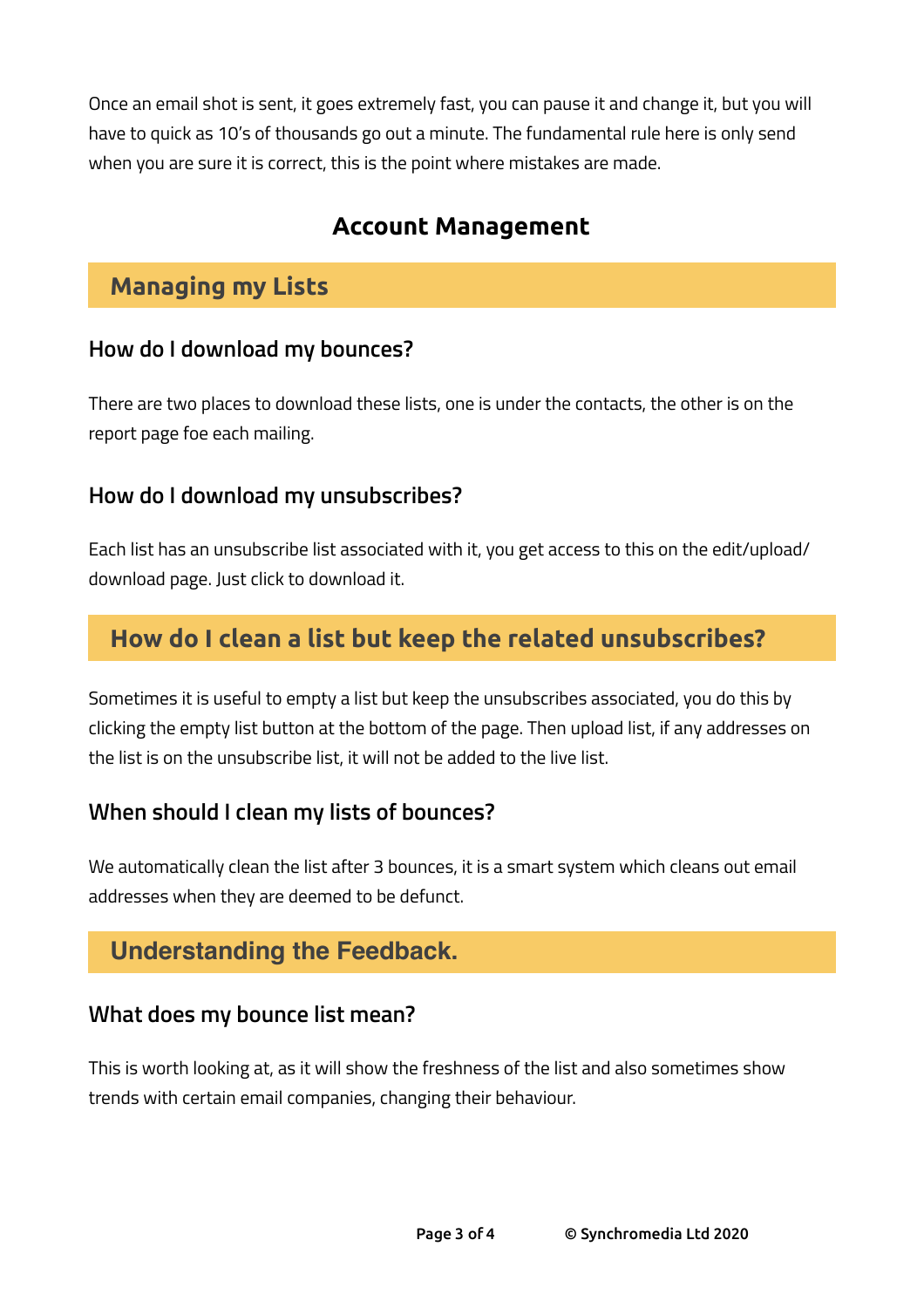Once an email shot is sent, it goes extremely fast, you can pause it and change it, but you will have to quick as 10's of thousands go out a minute. The fundamental rule here is only send when you are sure it is correct, this is the point where mistakes are made.

# Account Management

## Managing my Lists

### How do I download my bounces?

There are two places to download these lists, one is under the contacts, the other is on the report page foe each mailing.

### How do I download my unsubscribes?

Each list has an unsubscribe list associated with it, you get access to this on the edit/upload/download page. Just click to download it.

## How do I clean a list but keep the related unsubscribes?

Sometimes it is useful to empty a list but keep the unsubscribes associated, you do this by clicking the empty list button at the bottom of the page. Then upload list, if any addresses on the list is on the unsubscribe list, it will not be added to the live list.

### When should I clean my lists of bounces?

We automatically clean the list after 3 bounces, it is a smart system which cleans out email addresses when they are deemed to be defunct.

## Understanding the Feedback.

### What does my bounce list mean?

This is worth looking at, as it will show the freshness of the list and also sometimes show trends with certain email companies, changing their behaviour.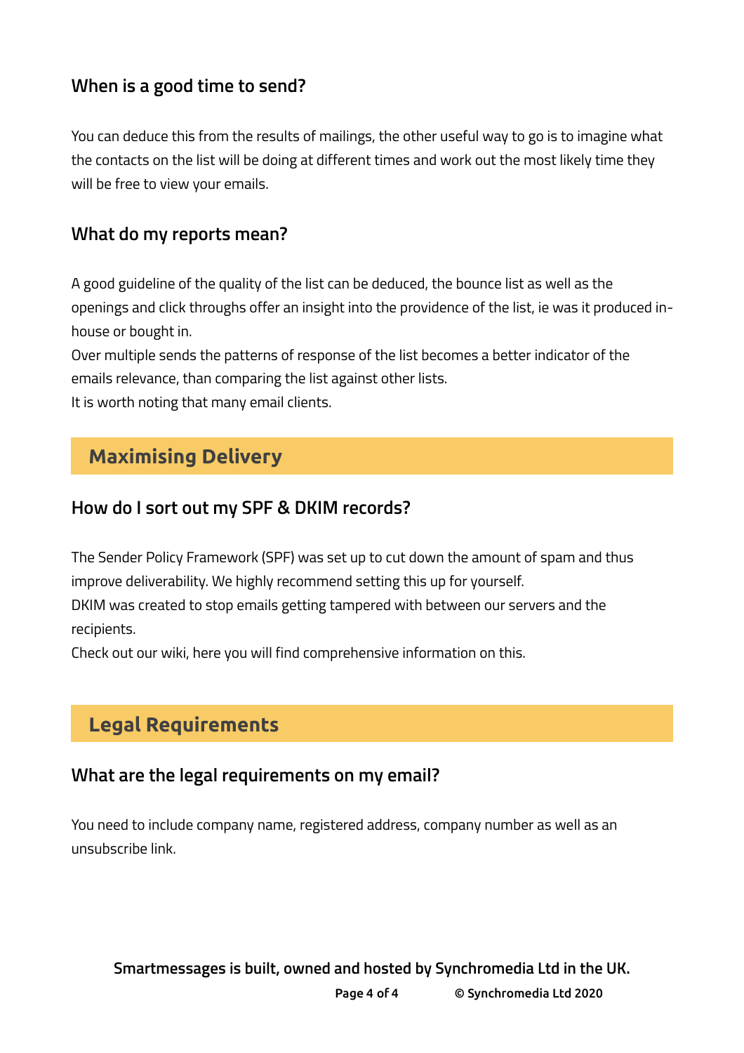### When is a good time to send?

You can deduce this from the results of mailings, the other useful way to go is to imagine what the contacts on the list will be doing at different times and work out the most likely time they will be free to view your emails.

### What do my reports mean?

A good guideline of the quality of the list can be deduced, the bounce list as well as the openings and click throughs offer an insight into the providence of the list, ie was it produced in-house or bought in.
Over multiple sends the patterns of response of the list becomes a better indicator of the emails relevance, than comparing the list against other lists.
It is worth noting that many email clients.

## Maximising Delivery

### How do I sort out my SPF & DKIM records?

The Sender Policy Framework (SPF) was set up to cut down the amount of spam and thus improve deliverability. We highly recommend setting this up for yourself.
DKIM was created to stop emails getting tampered with between our servers and the recipients.
Check out our wiki, here you will find comprehensive information on this.

## Legal Requirements

### What are the legal requirements on my email?

You need to include company name, registered address, company number as well as an unsubscribe link.

**Smartmessages is built, owned and hosted by Synchromedia Ltd in the UK.**

**© Synchromedia Ltd 2020**